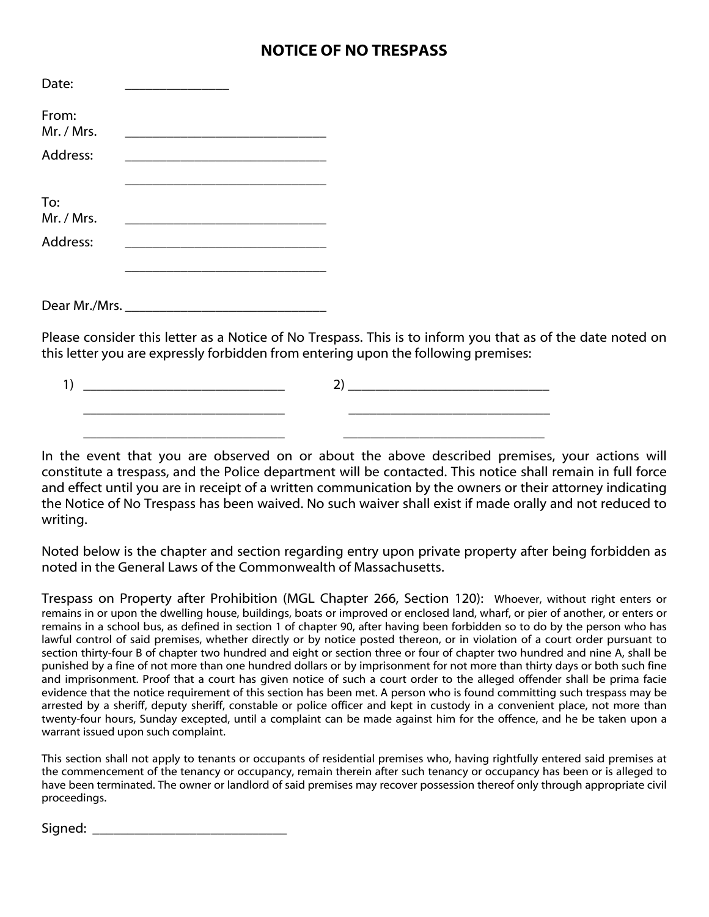# NOTICE OF NO TRESPASS

Date: _______________

From:
Mr. / Mrs. ______________________________

Address: ______________________________

______________________________

To:
Mr. / Mrs. ______________________________

Address: ______________________________

______________________________

Dear Mr./Mrs. ______________________________

Please consider this letter as a Notice of No Trespass. This is to inform you that as of the date noted on this letter you are expressly forbidden from entering upon the following premises:

1) ______________________________ 2) ______________________________

______________________________ ______________________________

______________________________ ______________________________

In the event that you are observed on or about the above described premises, your actions will constitute a trespass, and the Police department will be contacted. This notice shall remain in full force and effect until you are in receipt of a written communication by the owners or their attorney indicating the Notice of No Trespass has been waived. No such waiver shall exist if made orally and not reduced to writing.

Noted below is the chapter and section regarding entry upon private property after being forbidden as noted in the General Laws of the Commonwealth of Massachusetts.

Trespass on Property after Prohibition (MGL Chapter 266, Section 120): Whoever, without right enters or remains in or upon the dwelling house, buildings, boats or improved or enclosed land, wharf, or pier of another, or enters or remains in a school bus, as defined in section 1 of chapter 90, after having been forbidden so to do by the person who has lawful control of said premises, whether directly or by notice posted thereon, or in violation of a court order pursuant to section thirty-four B of chapter two hundred and eight or section three or four of chapter two hundred and nine A, shall be punished by a fine of not more than one hundred dollars or by imprisonment for not more than thirty days or both such fine and imprisonment. Proof that a court has given notice of such a court order to the alleged offender shall be prima facie evidence that the notice requirement of this section has been met. A person who is found committing such trespass may be arrested by a sheriff, deputy sheriff, constable or police officer and kept in custody in a convenient place, not more than twenty-four hours, Sunday excepted, until a complaint can be made against him for the offence, and he be taken upon a warrant issued upon such complaint.

This section shall not apply to tenants or occupants of residential premises who, having rightfully entered said premises at the commencement of the tenancy or occupancy, remain therein after such tenancy or occupancy has been or is alleged to have been terminated. The owner or landlord of said premises may recover possession thereof only through appropriate civil proceedings.

Signed: ______________________________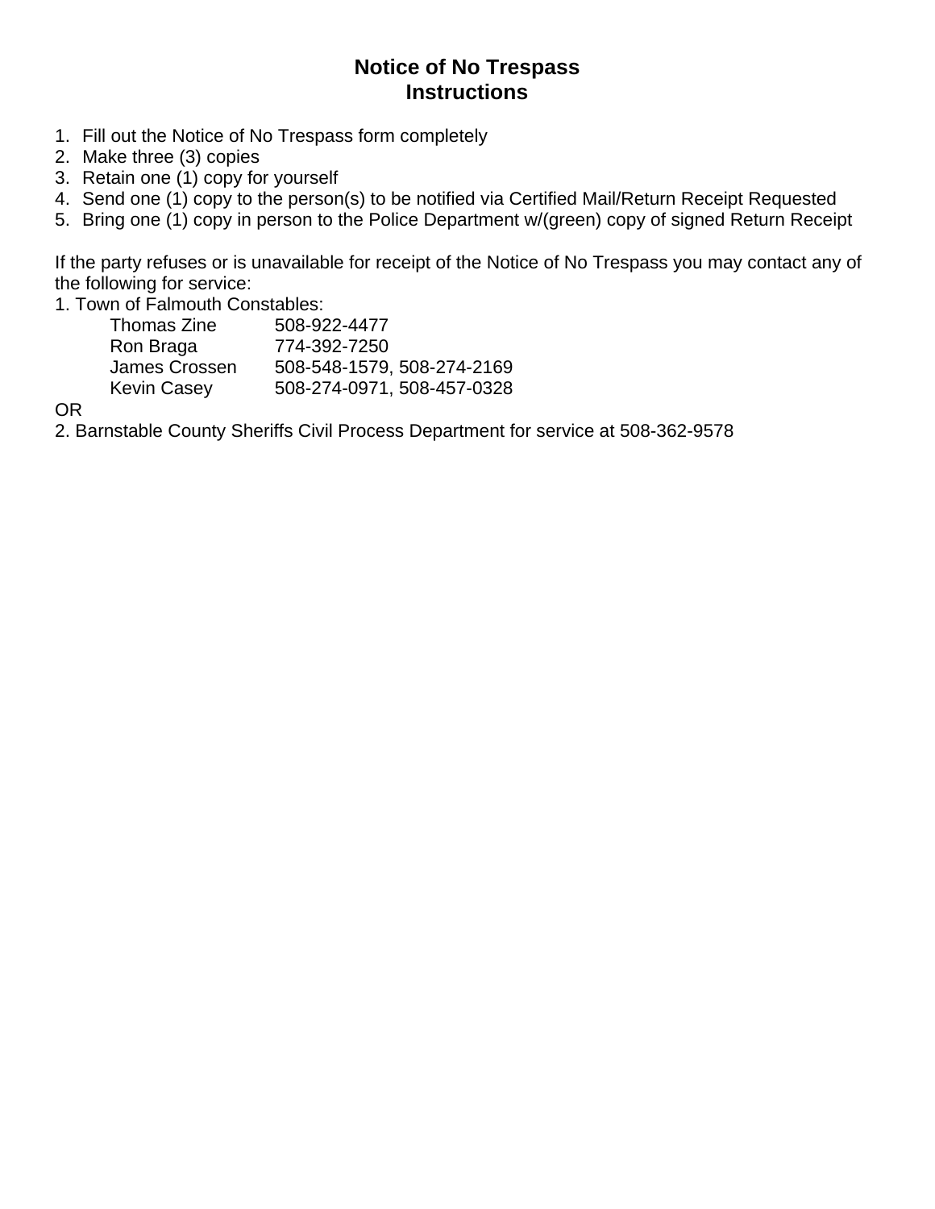# Notice of No Trespass
## Instructions

1. Fill out the Notice of No Trespass form completely
2. Make three (3) copies
3. Retain one (1) copy for yourself
4. Send one (1) copy to the person(s) to be notified via Certified Mail/Return Receipt Requested
5. Bring one (1) copy in person to the Police Department w/(green) copy of signed Return Receipt

If the party refuses or is unavailable for receipt of the Notice of No Trespass you may contact any of the following for service:

1. Town of Falmouth Constables:

| | |
|---|---|
| Thomas Zine | 508-922-4477 |
| Ron Braga | 774-392-7250 |
| James Crossen | 508-548-1579, 508-274-2169 |
| Kevin Casey | 508-274-0971, 508-457-0328 |

OR

2. Barnstable County Sheriffs Civil Process Department for service at 508-362-9578